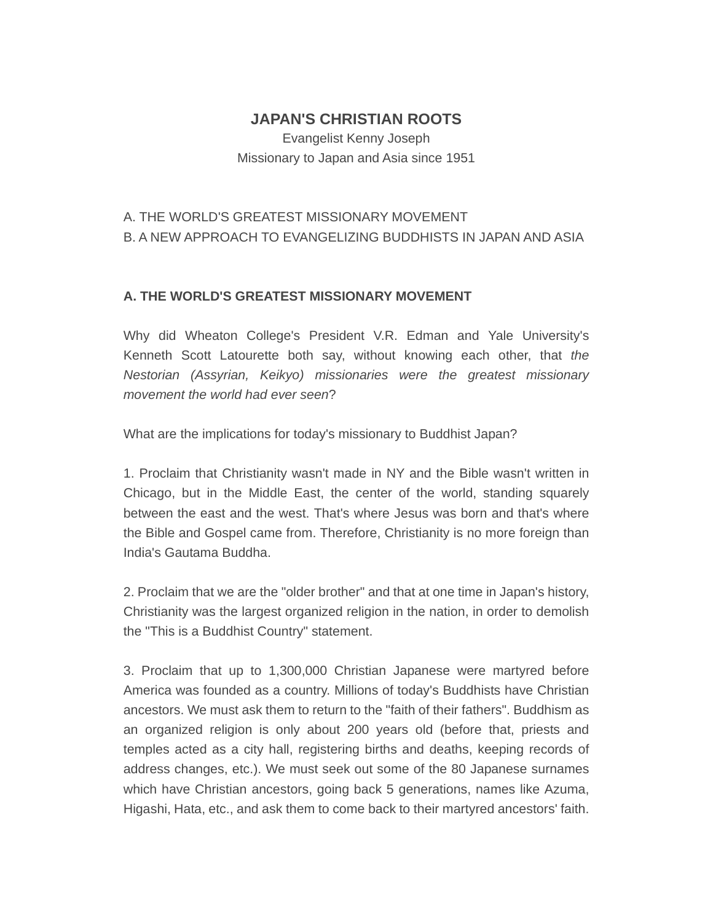# JAPAN'S CHRISTIAN ROOTS

Evangelist Kenny Joseph

Missionary to Japan and Asia since 1951

A. THE WORLD'S GREATEST MISSIONARY MOVEMENT

B. A NEW APPROACH TO EVANGELIZING BUDDHISTS IN JAPAN AND ASIA

## A. THE WORLD'S GREATEST MISSIONARY MOVEMENT

Why did Wheaton College's President V.R. Edman and Yale University's Kenneth Scott Latourette both say, without knowing each other, that *the Nestorian (Assyrian, Keikyo) missionaries were the greatest missionary movement the world had ever seen*?

What are the implications for today's missionary to Buddhist Japan?

1. Proclaim that Christianity wasn't made in NY and the Bible wasn't written in Chicago, but in the Middle East, the center of the world, standing squarely between the east and the west. That's where Jesus was born and that's where the Bible and Gospel came from. Therefore, Christianity is no more foreign than India's Gautama Buddha.

2. Proclaim that we are the "older brother" and that at one time in Japan's history, Christianity was the largest organized religion in the nation, in order to demolish the "This is a Buddhist Country" statement.

3. Proclaim that up to 1,300,000 Christian Japanese were martyred before America was founded as a country. Millions of today's Buddhists have Christian ancestors. We must ask them to return to the "faith of their fathers". Buddhism as an organized religion is only about 200 years old (before that, priests and temples acted as a city hall, registering births and deaths, keeping records of address changes, etc.). We must seek out some of the 80 Japanese surnames which have Christian ancestors, going back 5 generations, names like Azuma, Higashi, Hata, etc., and ask them to come back to their martyred ancestors' faith.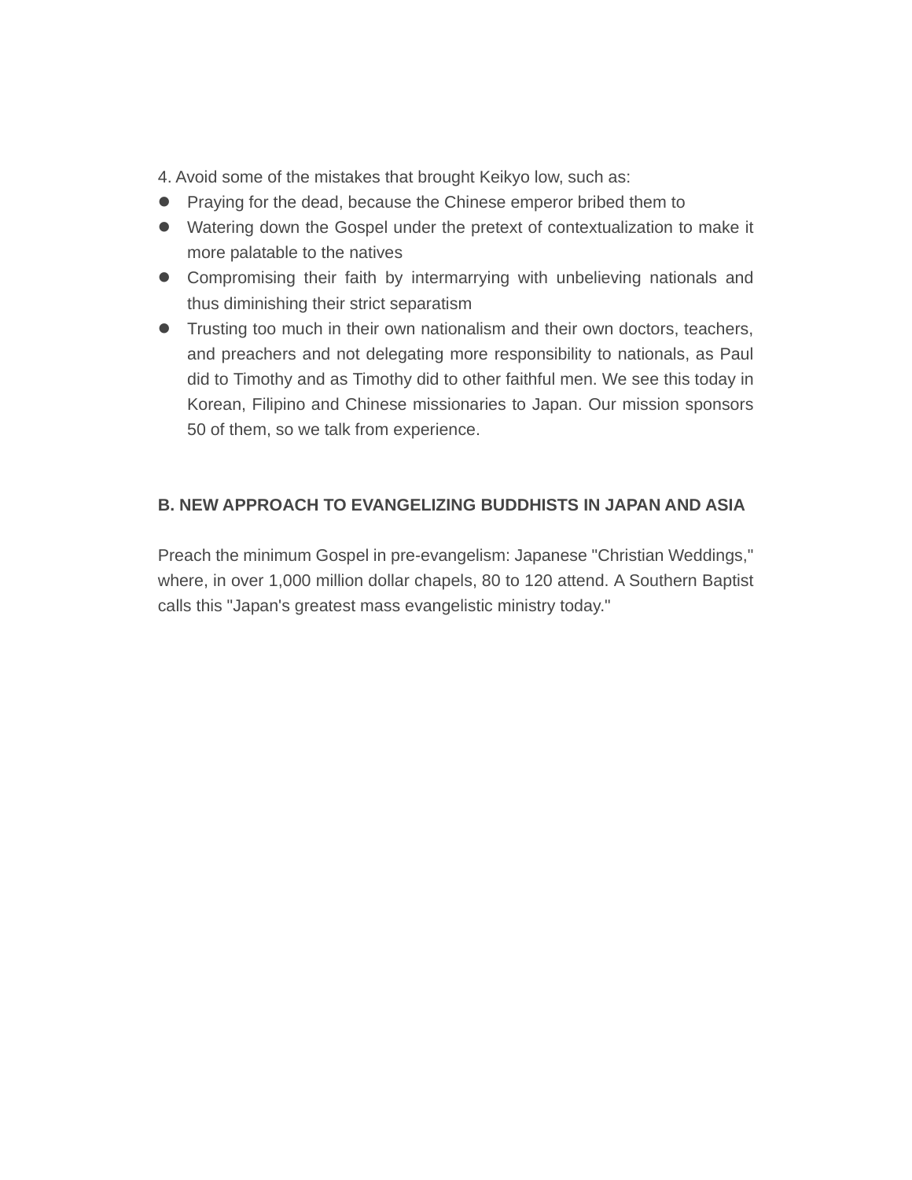4. Avoid some of the mistakes that brought Keikyo low, such as:

- Praying for the dead, because the Chinese emperor bribed them to
- Watering down the Gospel under the pretext of contextualization to make it more palatable to the natives
- Compromising their faith by intermarrying with unbelieving nationals and thus diminishing their strict separatism
- Trusting too much in their own nationalism and their own doctors, teachers, and preachers and not delegating more responsibility to nationals, as Paul did to Timothy and as Timothy did to other faithful men. We see this today in Korean, Filipino and Chinese missionaries to Japan. Our mission sponsors 50 of them, so we talk from experience.

**B. NEW APPROACH TO EVANGELIZING BUDDHISTS IN JAPAN AND ASIA**

Preach the minimum Gospel in pre-evangelism: Japanese "Christian Weddings," where, in over 1,000 million dollar chapels, 80 to 120 attend. A Southern Baptist calls this "Japan's greatest mass evangelistic ministry today."